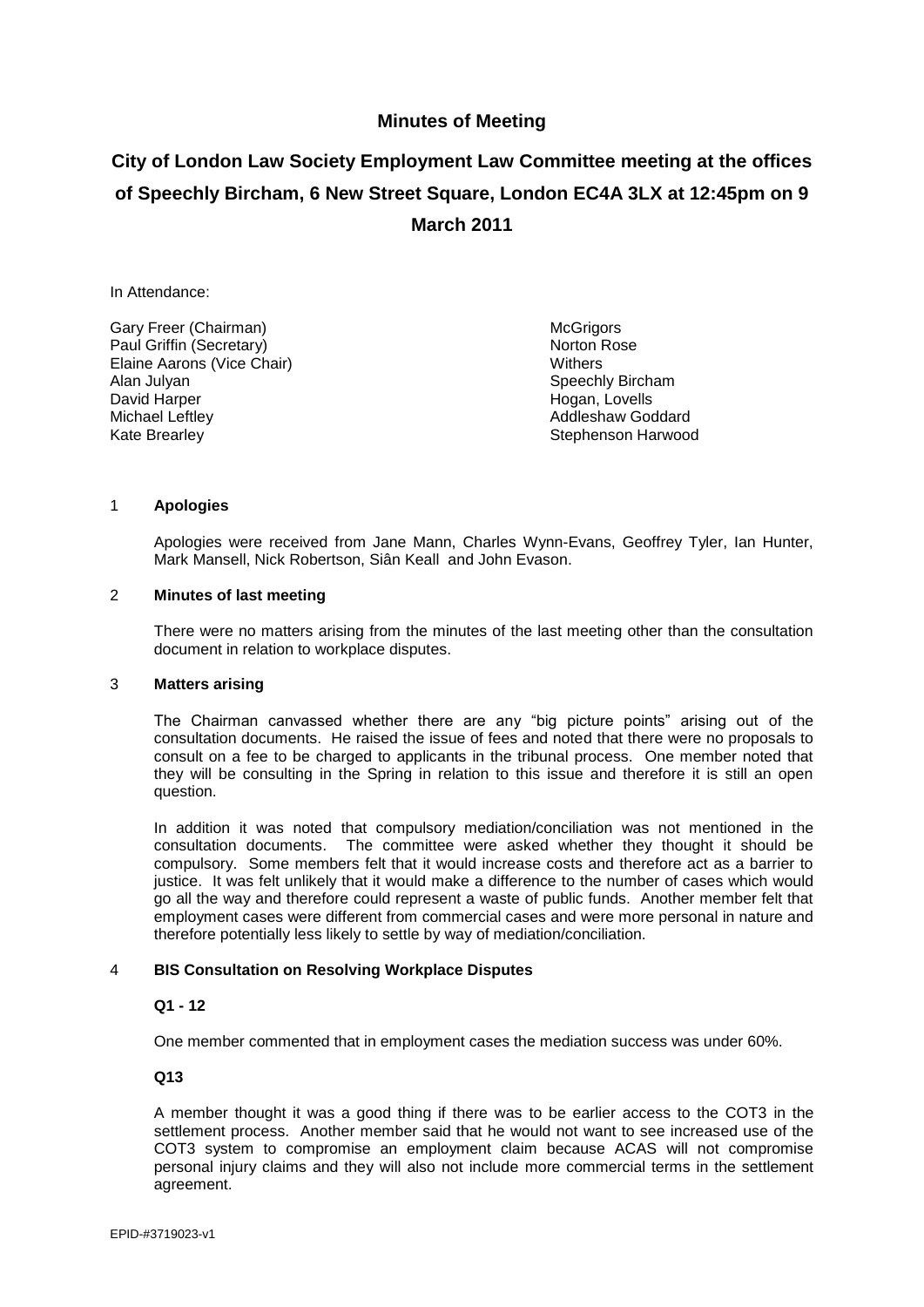# Minutes of Meeting

## City of London Law Society Employment Law Committee meeting at the offices of Speechly Bircham, 6 New Street Square, London EC4A 3LX at 12:45pm on 9 March 2011

In Attendance:

| | |
|---|---|
| Gary Freer (Chairman) | McGrigors |
| Paul Griffin (Secretary) | Norton Rose |
| Elaine Aarons (Vice Chair) | Withers |
| Alan Julyan | Speechly Bircham |
| David Harper | Hogan, Lovells |
| Michael Leftley | Addleshaw Goddard |
| Kate Brearley | Stephenson Harwood |

### 1 Apologies

Apologies were received from Jane Mann, Charles Wynn-Evans, Geoffrey Tyler, Ian Hunter, Mark Mansell, Nick Robertson, Siân Keall and John Evason.

### 2 Minutes of last meeting

There were no matters arising from the minutes of the last meeting other than the consultation document in relation to workplace disputes.

### 3 Matters arising

The Chairman canvassed whether there are any "big picture points" arising out of the consultation documents. He raised the issue of fees and noted that there were no proposals to consult on a fee to be charged to applicants in the tribunal process. One member noted that they will be consulting in the Spring in relation to this issue and therefore it is still an open question.

In addition it was noted that compulsory mediation/conciliation was not mentioned in the consultation documents. The committee were asked whether they thought it should be compulsory. Some members felt that it would increase costs and therefore act as a barrier to justice. It was felt unlikely that it would make a difference to the number of cases which would go all the way and therefore could represent a waste of public funds. Another member felt that employment cases were different from commercial cases and were more personal in nature and therefore potentially less likely to settle by way of mediation/conciliation.

### 4 BIS Consultation on Resolving Workplace Disputes

**Q1 - 12**

One member commented that in employment cases the mediation success was under 60%.

**Q13**

A member thought it was a good thing if there was to be earlier access to the COT3 in the settlement process. Another member said that he would not want to see increased use of the COT3 system to compromise an employment claim because ACAS will not compromise personal injury claims and they will also not include more commercial terms in the settlement agreement.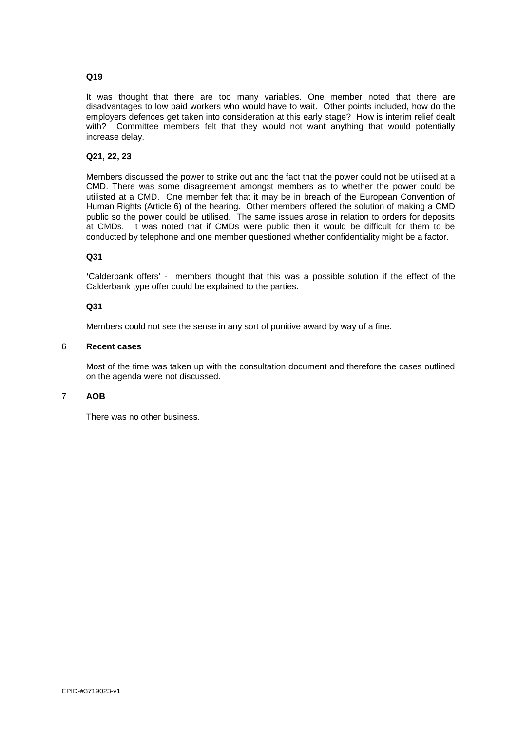**Q19**

It was thought that there are too many variables. One member noted that there are disadvantages to low paid workers who would have to wait. Other points included, how do the employers defences get taken into consideration at this early stage? How is interim relief dealt with? Committee members felt that they would not want anything that would potentially increase delay.

**Q21, 22, 23**

Members discussed the power to strike out and the fact that the power could not be utilised at a CMD. There was some disagreement amongst members as to whether the power could be utilised at a CMD. One member felt that it may be in breach of the European Convention of Human Rights (Article 6) of the hearing. Other members offered the solution of making a CMD public so the power could be utilised. The same issues arose in relation to orders for deposits at CMDs. It was noted that if CMDs were public then it would be difficult for them to be conducted by telephone and one member questioned whether confidentiality might be a factor.

**Q31**

'Calderbank offers' - members thought that this was a possible solution if the effect of the Calderbank type offer could be explained to the parties.

**Q31**

Members could not see the sense in any sort of punitive award by way of a fine.

## 6 Recent cases

Most of the time was taken up with the consultation document and therefore the cases outlined on the agenda were not discussed.

## 7 AOB

There was no other business.

EPID-#3719023-v1